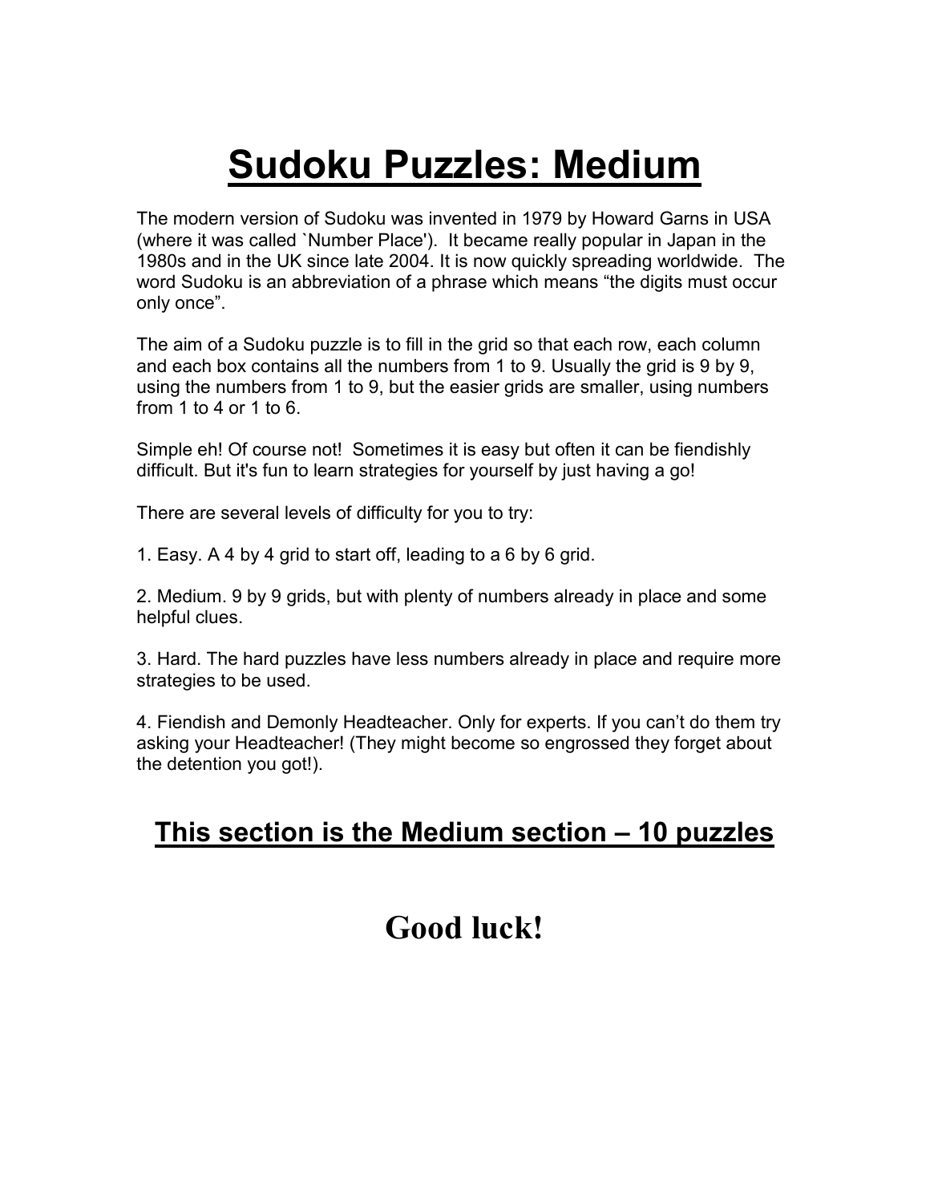# Sudoku Puzzles: Medium

The modern version of Sudoku was invented in 1979 by Howard Garns in USA (where it was called `Number Place'). It became really popular in Japan in the 1980s and in the UK since late 2004. It is now quickly spreading worldwide. The word Sudoku is an abbreviation of a phrase which means "the digits must occur only once".

The aim of a Sudoku puzzle is to fill in the grid so that each row, each column and each box contains all the numbers from 1 to 9. Usually the grid is 9 by 9, using the numbers from 1 to 9, but the easier grids are smaller, using numbers from 1 to 4 or 1 to 6.

Simple eh! Of course not! Sometimes it is easy but often it can be fiendishly difficult. But it's fun to learn strategies for yourself by just having a go!

There are several levels of difficulty for you to try:

1. Easy. A 4 by 4 grid to start off, leading to a 6 by 6 grid.

2. Medium. 9 by 9 grids, but with plenty of numbers already in place and some helpful clues.

3. Hard. The hard puzzles have less numbers already in place and require more strategies to be used.

4. Fiendish and Demonly Headteacher. Only for experts. If you can't do them try asking your Headteacher! (They might become so engrossed they forget about the detention you got!).

## This section is the Medium section – 10 puzzles

# Good luck!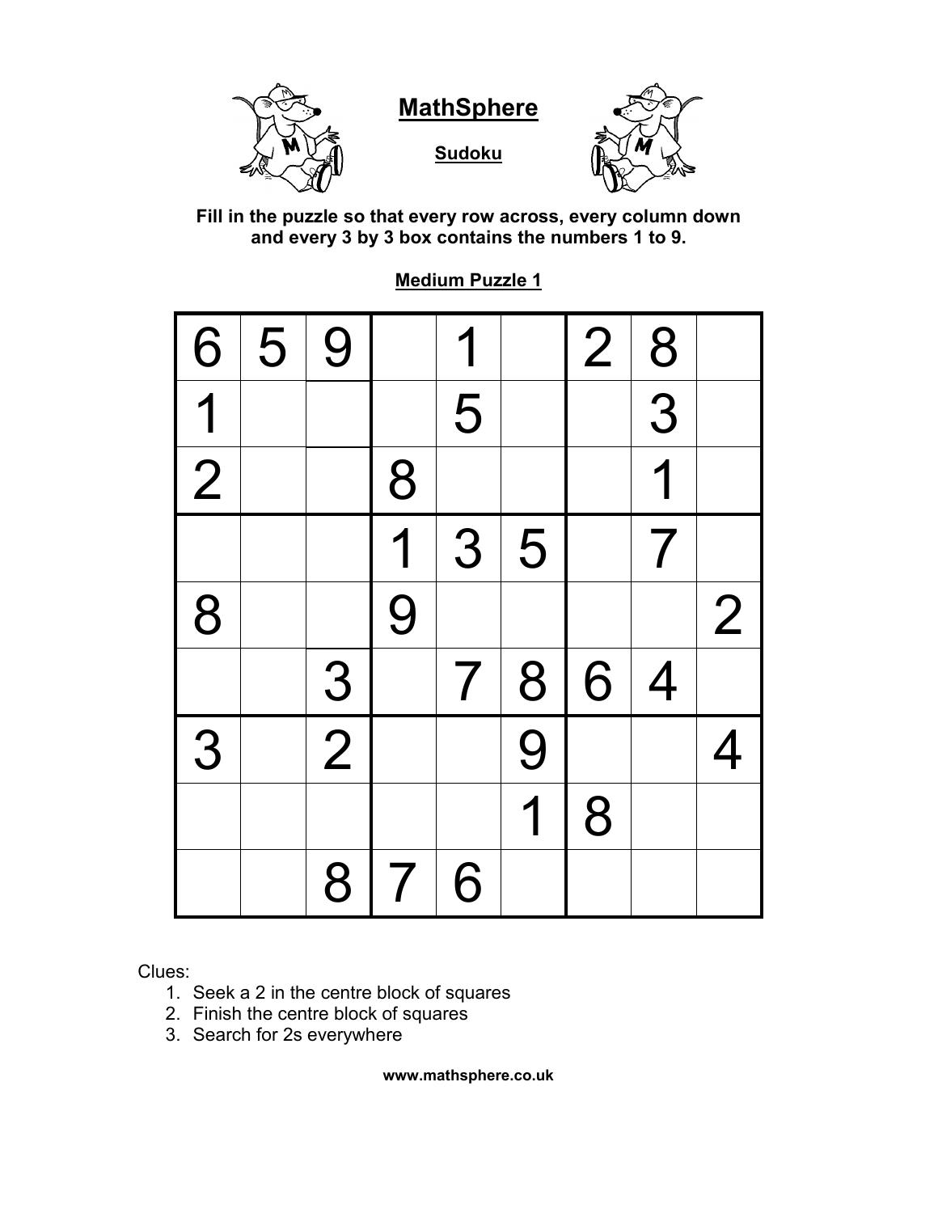# MathSphere

## Sudoku

**Fill in the puzzle so that every row across, every column down and every 3 by 3 box contains the numbers 1 to 9.**

**Medium Puzzle 1**

| | | | | | | | | |
|---|---|---|---|---|---|---|---|---|
| 6 | 5 | 9 | | 1 | | 2 | 8 | |
| 1 | | | | 5 | | | 3 | |
| 2 | | | 8 | | | | 1 | |
| | | | 1 | 3 | 5 | | 7 | |
| 8 | | | 9 | | | | | 2 |
| | | 3 | | 7 | 8 | 6 | 4 | |
| 3 | | 2 | | | 9 | | | 4 |
| | | | | | 1 | 8 | | |
| | | 8 | 7 | 6 | | | | |

Clues:

1. Seek a 2 in the centre block of squares
2. Finish the centre block of squares
3. Search for 2s everywhere

**www.mathsphere.co.uk**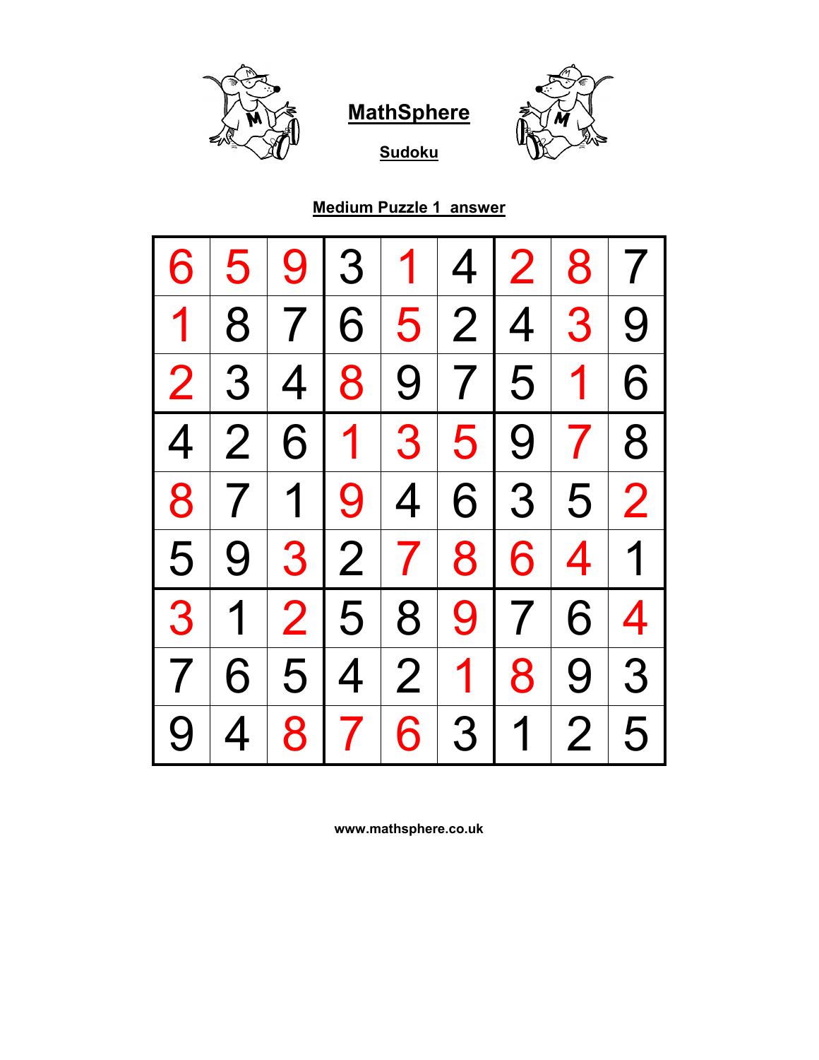# MathSphere

## Sudoku

### Medium Puzzle 1 answer

| | | | | | | | | |
|---|---|---|---|---|---|---|---|---|
| 6 | 5 | 9 | 3 | 1 | 4 | 2 | 8 | 7 |
| 1 | 8 | 7 | 6 | 5 | 2 | 4 | 3 | 9 |
| 2 | 3 | 4 | 8 | 9 | 7 | 5 | 1 | 6 |
| 4 | 2 | 6 | 1 | 3 | 5 | 9 | 7 | 8 |
| 8 | 7 | 1 | 9 | 4 | 6 | 3 | 5 | 2 |
| 5 | 9 | 3 | 2 | 7 | 8 | 6 | 4 | 1 |
| 3 | 1 | 2 | 5 | 8 | 9 | 7 | 6 | 4 |
| 7 | 6 | 5 | 4 | 2 | 1 | 8 | 9 | 3 |
| 9 | 4 | 8 | 7 | 6 | 3 | 1 | 2 | 5 |

www.mathsphere.co.uk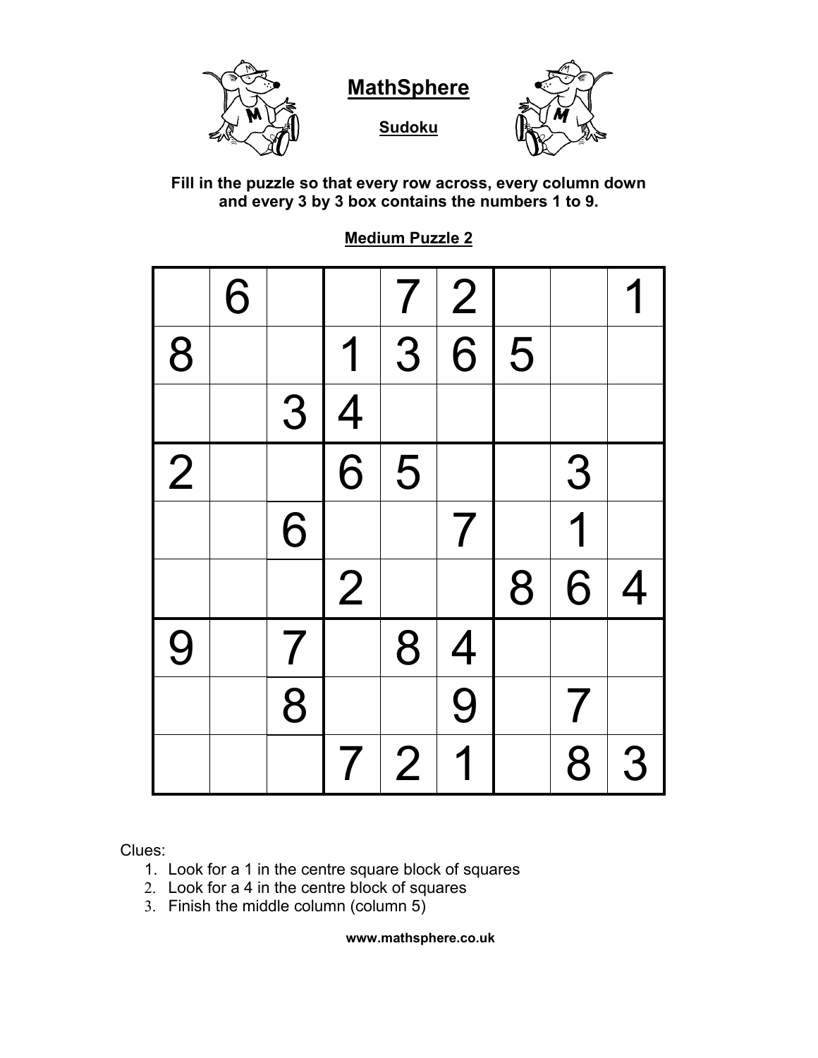# MathSphere

## Sudoku

**Fill in the puzzle so that every row across, every column down and every 3 by 3 box contains the numbers 1 to 9.**

### Medium Puzzle 2

| | | | | | | | | |
|---|---|---|---|---|---|---|---|---|
| | 6 | | | 7 | 2 | | | 1 |
| 8 | | | 1 | 3 | 6 | 5 | | |
| | | 3 | 4 | | | | | |
| 2 | | | 6 | 5 | | | 3 | |
| | | 6 | | | 7 | | 1 | |
| | | | 2 | | | 8 | 6 | 4 |
| 9 | | 7 | | 8 | 4 | | | |
| | | 8 | | | 9 | | 7 | |
| | | | 7 | 2 | 1 | | 8 | 3 |

Clues:

1. Look for a 1 in the centre square block of squares
2. Look for a 4 in the centre block of squares
3. Finish the middle column (column 5)

**www.mathsphere.co.uk**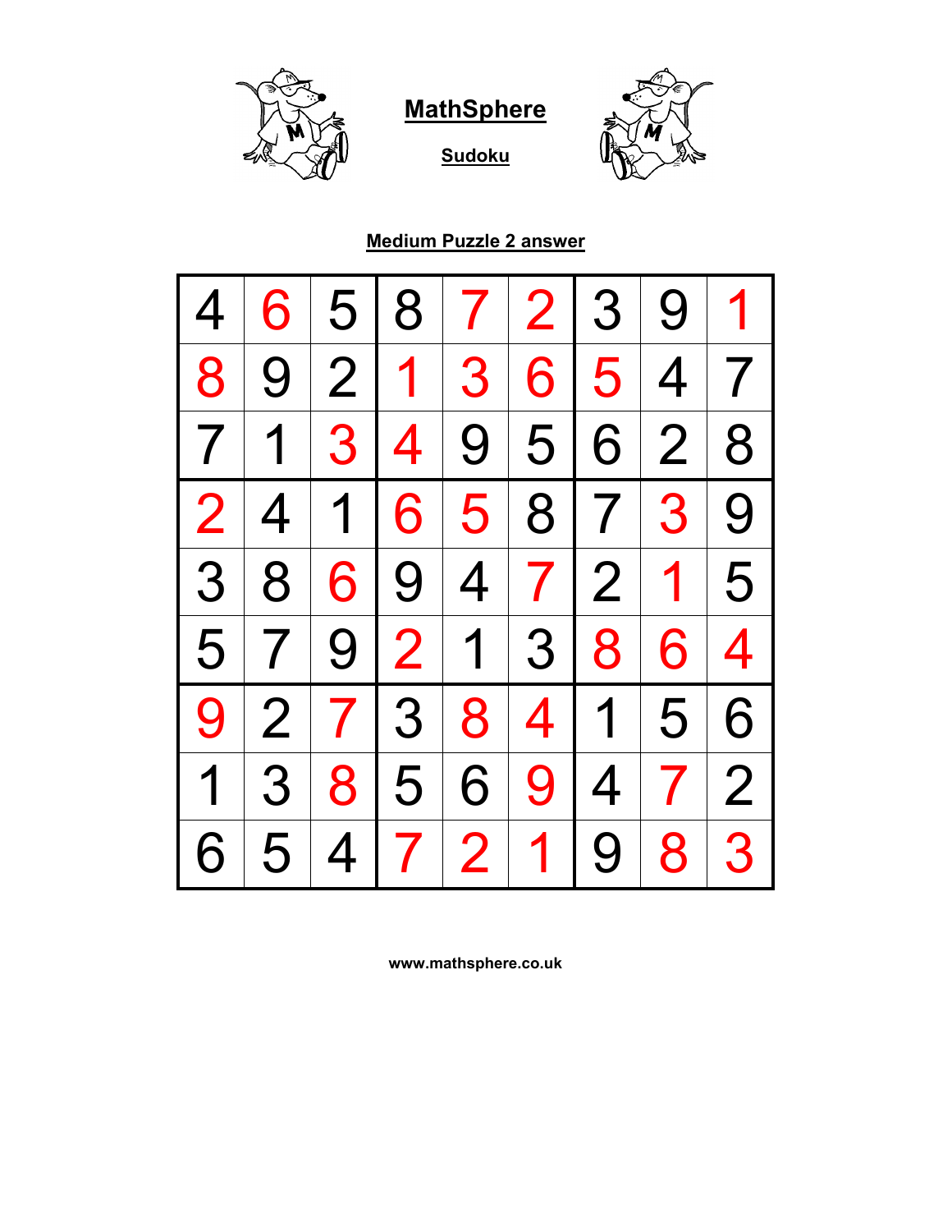# MathSphere

## Sudoku

### Medium Puzzle 2 answer

| | | | | | | | | |
|---|---|---|---|---|---|---|---|---|
| 4 | 6 | 5 | 8 | 7 | 2 | 3 | 9 | 1 |
| 8 | 9 | 2 | 1 | 3 | 6 | 5 | 4 | 7 |
| 7 | 1 | 3 | 4 | 9 | 5 | 6 | 2 | 8 |
| 2 | 4 | 1 | 6 | 5 | 8 | 7 | 3 | 9 |
| 3 | 8 | 6 | 9 | 4 | 7 | 2 | 1 | 5 |
| 5 | 7 | 9 | 2 | 1 | 3 | 8 | 6 | 4 |
| 9 | 2 | 7 | 3 | 8 | 4 | 1 | 5 | 6 |
| 1 | 3 | 8 | 5 | 6 | 9 | 4 | 7 | 2 |
| 6 | 5 | 4 | 7 | 2 | 1 | 9 | 8 | 3 |

www.mathsphere.co.uk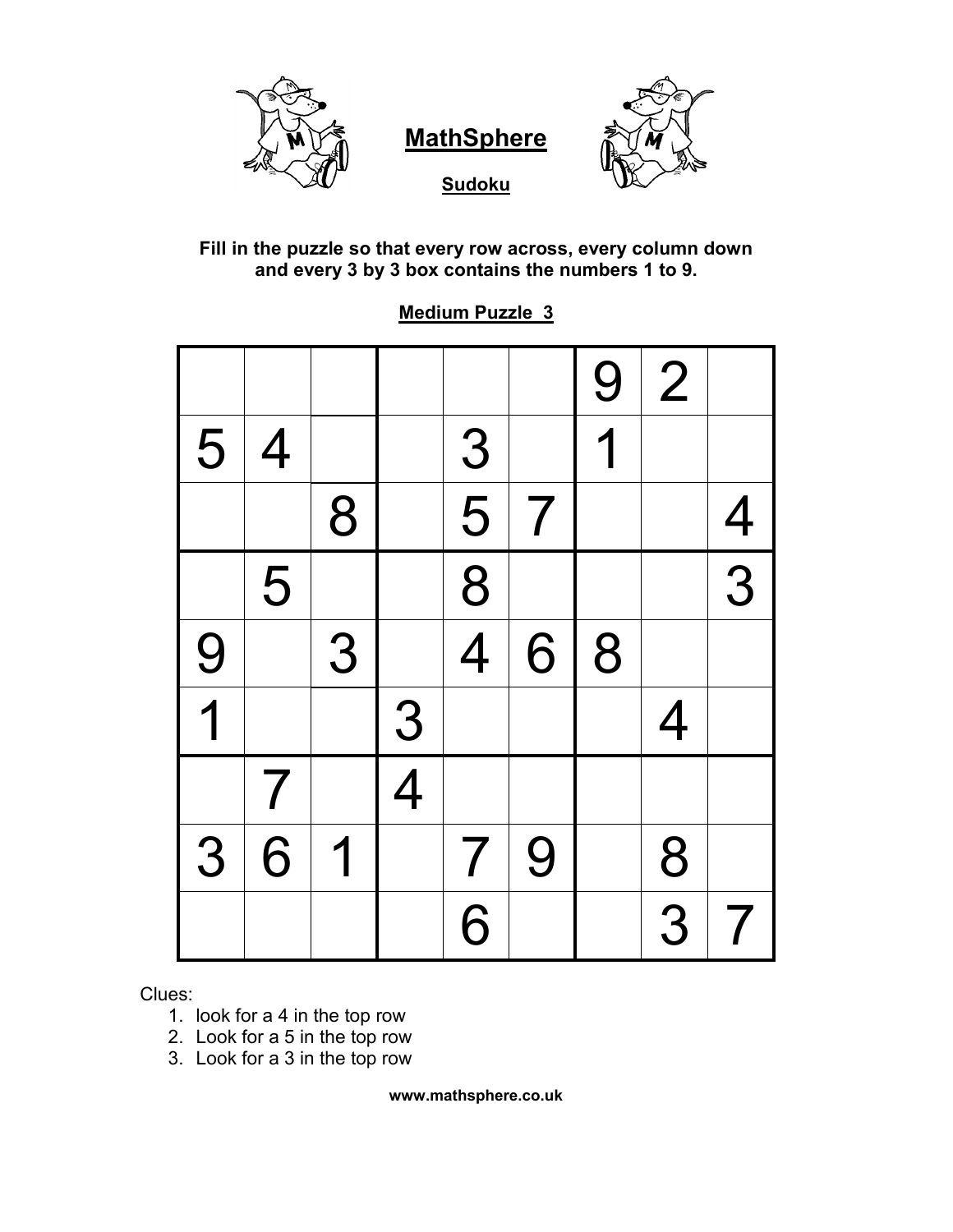# MathSphere

## Sudoku

**Fill in the puzzle so that every row across, every column down and every 3 by 3 box contains the numbers 1 to 9.**

### Medium Puzzle 3

| | | | | | | | | |
|---|---|---|---|---|---|---|---|---|
| | | | | | | 9 | 2 | |
| 5 | 4 | | | 3 | | 1 | | |
| | | 8 | | 5 | 7 | | | 4 |
| | 5 | | | 8 | | | | 3 |
| 9 | | 3 | | 4 | 6 | 8 | | |
| 1 | | | 3 | | | | 4 | |
| | 7 | | 4 | | | | | |
| 3 | 6 | 1 | | 7 | 9 | | 8 | |
| | | | | 6 | | | 3 | 7 |

Clues:

1. look for a 4 in the top row
2. Look for a 5 in the top row
3. Look for a 3 in the top row

**www.mathsphere.co.uk**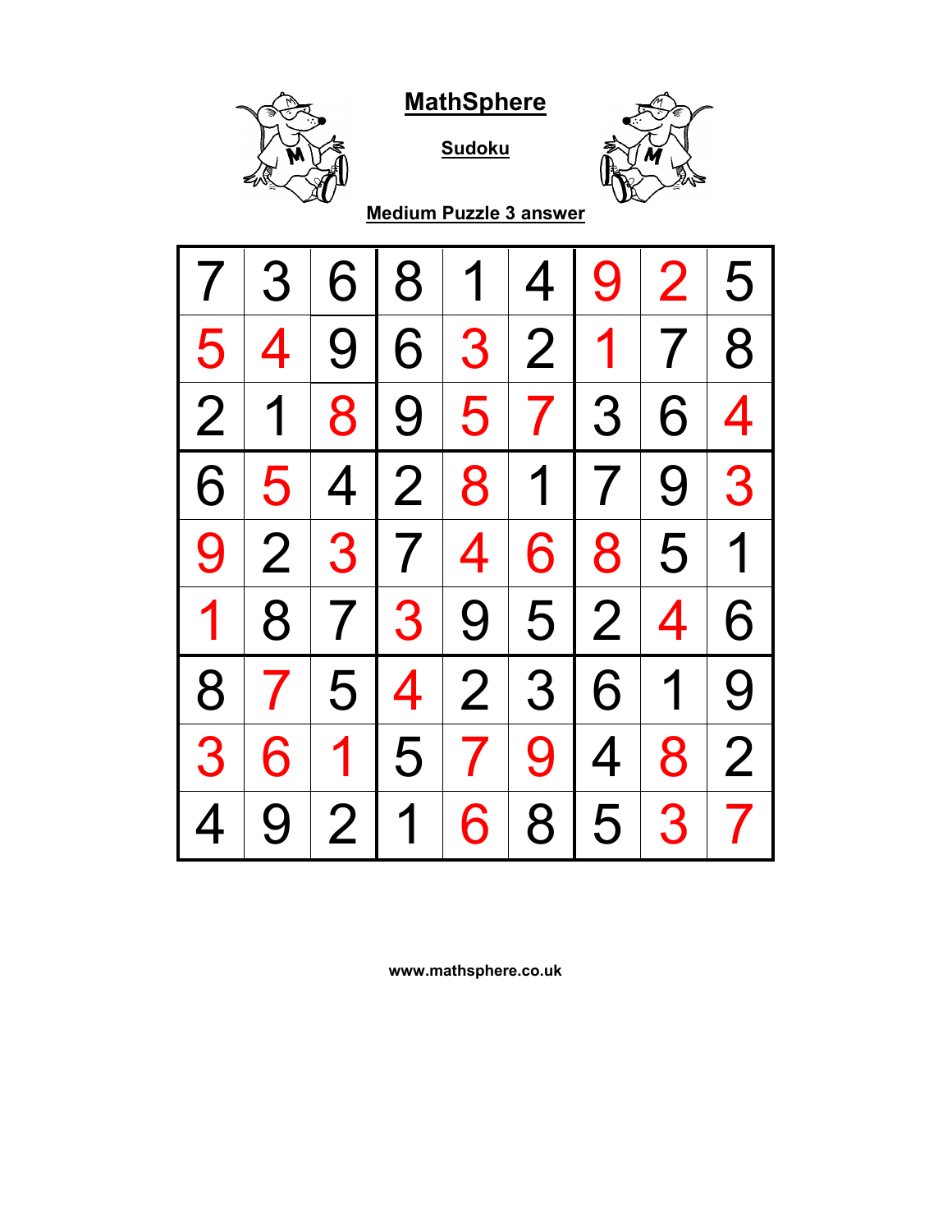# MathSphere

## Sudoku

### Medium Puzzle 3 answer

| | | | | | | | | |
|---|---|---|---|---|---|---|---|---|
| 7 | 3 | 6 | 8 | 1 | 4 | 9 | 2 | 5 |
| 5 | 4 | 9 | 6 | 3 | 2 | 1 | 7 | 8 |
| 2 | 1 | 8 | 9 | 5 | 7 | 3 | 6 | 4 |
| 6 | 5 | 4 | 2 | 8 | 1 | 7 | 9 | 3 |
| 9 | 2 | 3 | 7 | 4 | 6 | 8 | 5 | 1 |
| 1 | 8 | 7 | 3 | 9 | 5 | 2 | 4 | 6 |
| 8 | 7 | 5 | 4 | 2 | 3 | 6 | 1 | 9 |
| 3 | 6 | 1 | 5 | 7 | 9 | 4 | 8 | 2 |
| 4 | 9 | 2 | 1 | 6 | 8 | 5 | 3 | 7 |

**www.mathsphere.co.uk**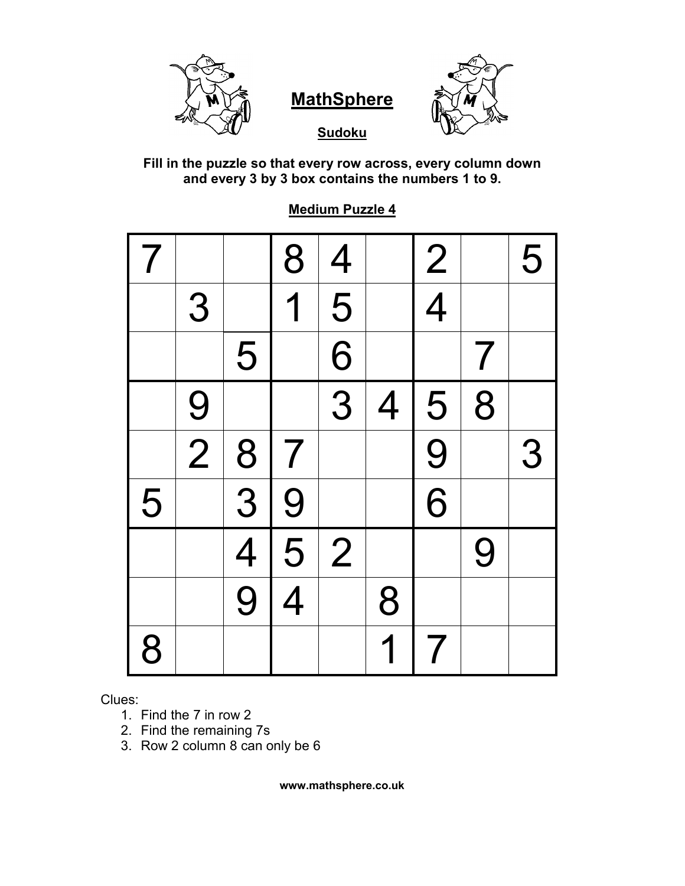# MathSphere

## Sudoku

**Fill in the puzzle so that every row across, every column down and every 3 by 3 box contains the numbers 1 to 9.**

### Medium Puzzle 4

| | | | | | | | | |
|---|---|---|---|---|---|---|---|---|
| 7 | | | 8 | 4 | | 2 | | 5 |
| | 3 | | 1 | 5 | | 4 | | |
| | | 5 | | 6 | | | 7 | |
| | 9 | | | 3 | 4 | 5 | 8 | |
| | 2 | 8 | 7 | | | 9 | | 3 |
| 5 | | 3 | 9 | | | 6 | | |
| | | 4 | 5 | 2 | | | 9 | |
| | | 9 | 4 | | 8 | | | |
| 8 | | | | | 1 | 7 | | |

Clues:

1. Find the 7 in row 2
2. Find the remaining 7s
3. Row 2 column 8 can only be 6

**www.mathsphere.co.uk**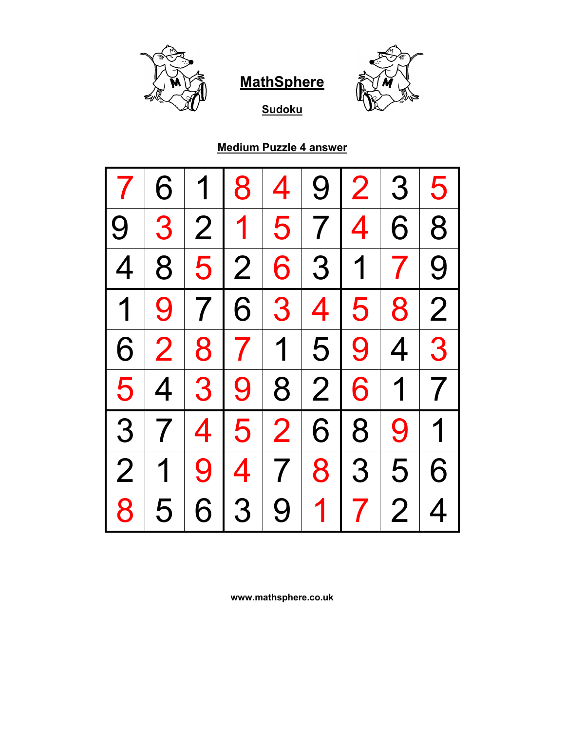**MathSphere**

**Sudoku**

**Medium Puzzle 4 answer**

| | | | | | | | | |
|---|---|---|---|---|---|---|---|---|
| 7 | 6 | 1 | 8 | 4 | 9 | 2 | 3 | 5 |
| 9 | 3 | 2 | 1 | 5 | 7 | 4 | 6 | 8 |
| 4 | 8 | 5 | 2 | 6 | 3 | 1 | 7 | 9 |
| 1 | 9 | 7 | 6 | 3 | 4 | 5 | 8 | 2 |
| 6 | 2 | 8 | 7 | 1 | 5 | 9 | 4 | 3 |
| 5 | 4 | 3 | 9 | 8 | 2 | 6 | 1 | 7 |
| 3 | 7 | 4 | 5 | 2 | 6 | 8 | 9 | 1 |
| 2 | 1 | 9 | 4 | 7 | 8 | 3 | 5 | 6 |
| 8 | 5 | 6 | 3 | 9 | 1 | 7 | 2 | 4 |

www.mathsphere.co.uk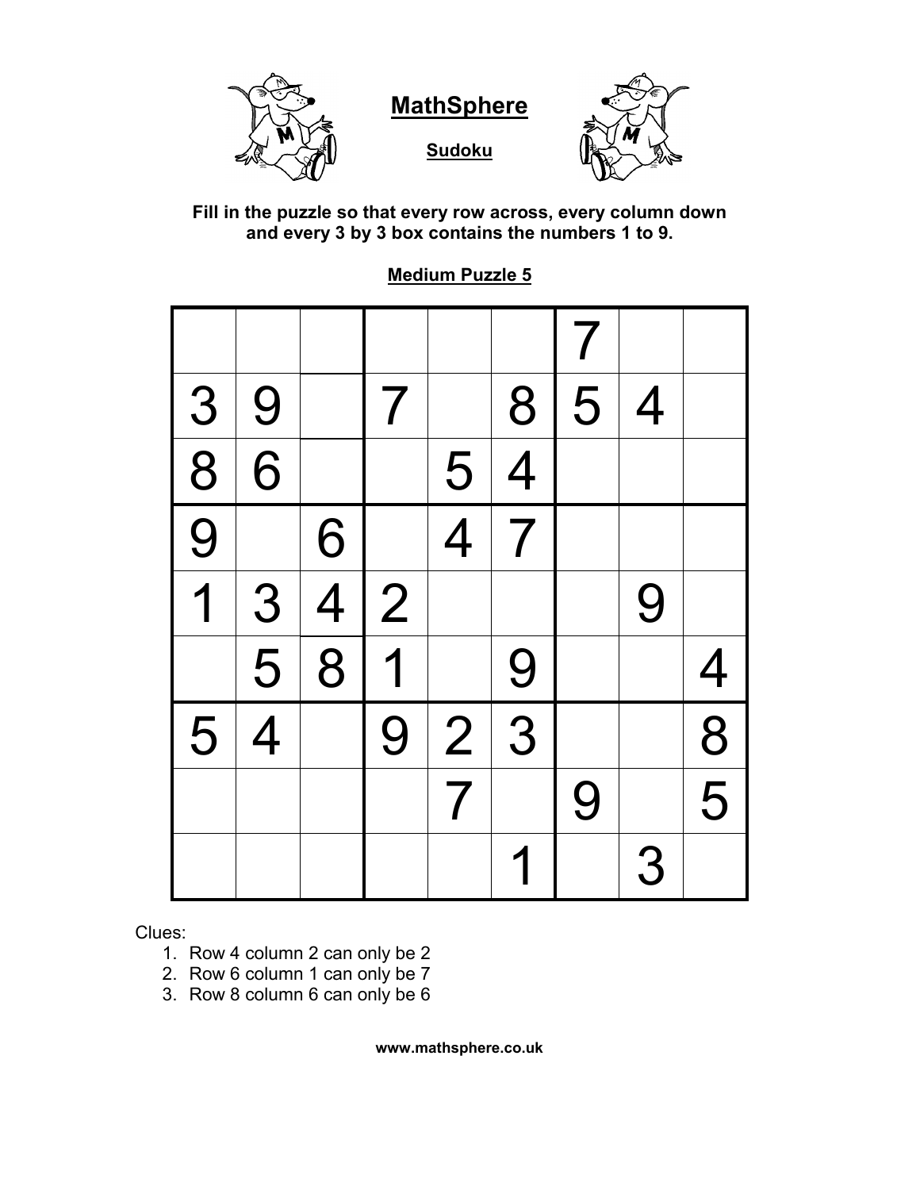## MathSphere

### Sudoku

**Fill in the puzzle so that every row across, every column down and every 3 by 3 box contains the numbers 1 to 9.**

**Medium Puzzle 5**

| | | | | | | | | |
|---|---|---|---|---|---|---|---|---|
| | | | | | | 7 | | |
| 3 | 9 | | 7 | | 8 | 5 | 4 | |
| 8 | 6 | | | 5 | 4 | | | |
| 9 | | 6 | | 4 | 7 | | | |
| 1 | 3 | 4 | 2 | | | | 9 | |
| | 5 | 8 | 1 | | 9 | | | 4 |
| 5 | 4 | | 9 | 2 | 3 | | | 8 |
| | | | | 7 | | 9 | | 5 |
| | | | | | 1 | | 3 | |

Clues:

1. Row 4 column 2 can only be 2
2. Row 6 column 1 can only be 7
3. Row 8 column 6 can only be 6

**www.mathsphere.co.uk**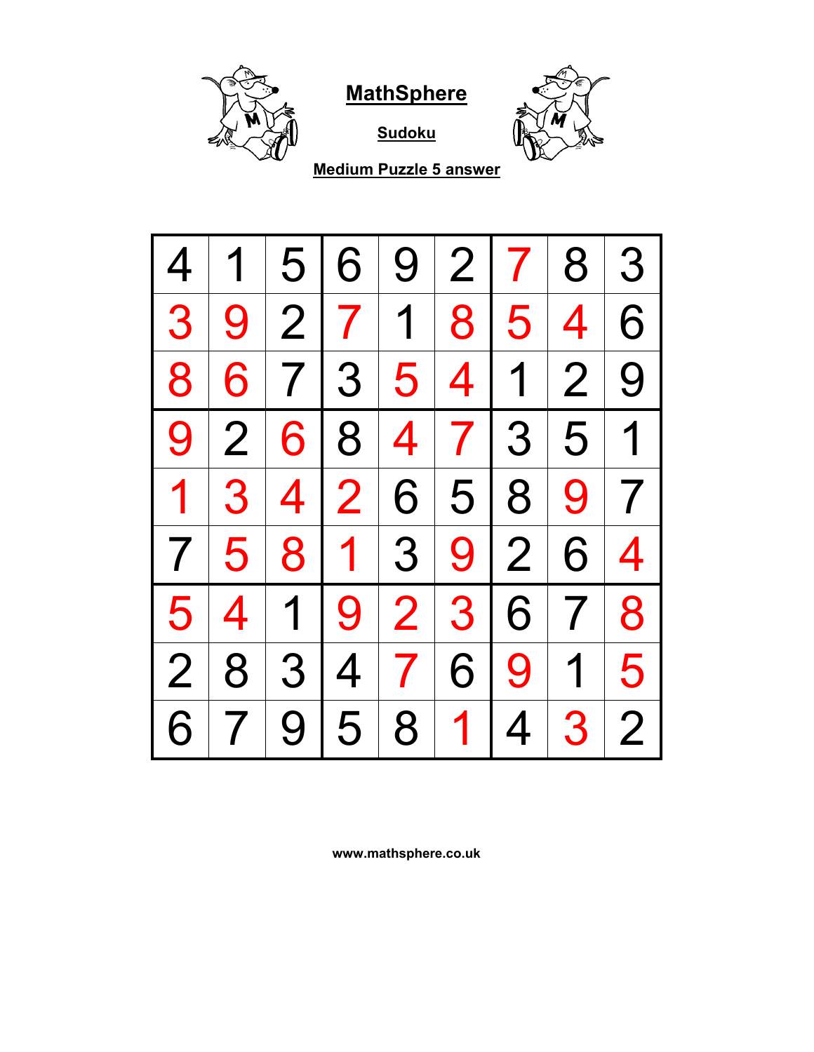# MathSphere

## Sudoku

### Medium Puzzle 5 answer

| | | | | | | | | |
|---|---|---|---|---|---|---|---|---|
| 4 | 1 | 5 | 6 | 9 | 2 | 7 | 8 | 3 |
| 3 | 9 | 2 | 7 | 1 | 8 | 5 | 4 | 6 |
| 8 | 6 | 7 | 3 | 5 | 4 | 1 | 2 | 9 |
| 9 | 2 | 6 | 8 | 4 | 7 | 3 | 5 | 1 |
| 1 | 3 | 4 | 2 | 6 | 5 | 8 | 9 | 7 |
| 7 | 5 | 8 | 1 | 3 | 9 | 2 | 6 | 4 |
| 5 | 4 | 1 | 9 | 2 | 3 | 6 | 7 | 8 |
| 2 | 8 | 3 | 4 | 7 | 6 | 9 | 1 | 5 |
| 6 | 7 | 9 | 5 | 8 | 1 | 4 | 3 | 2 |

www.mathsphere.co.uk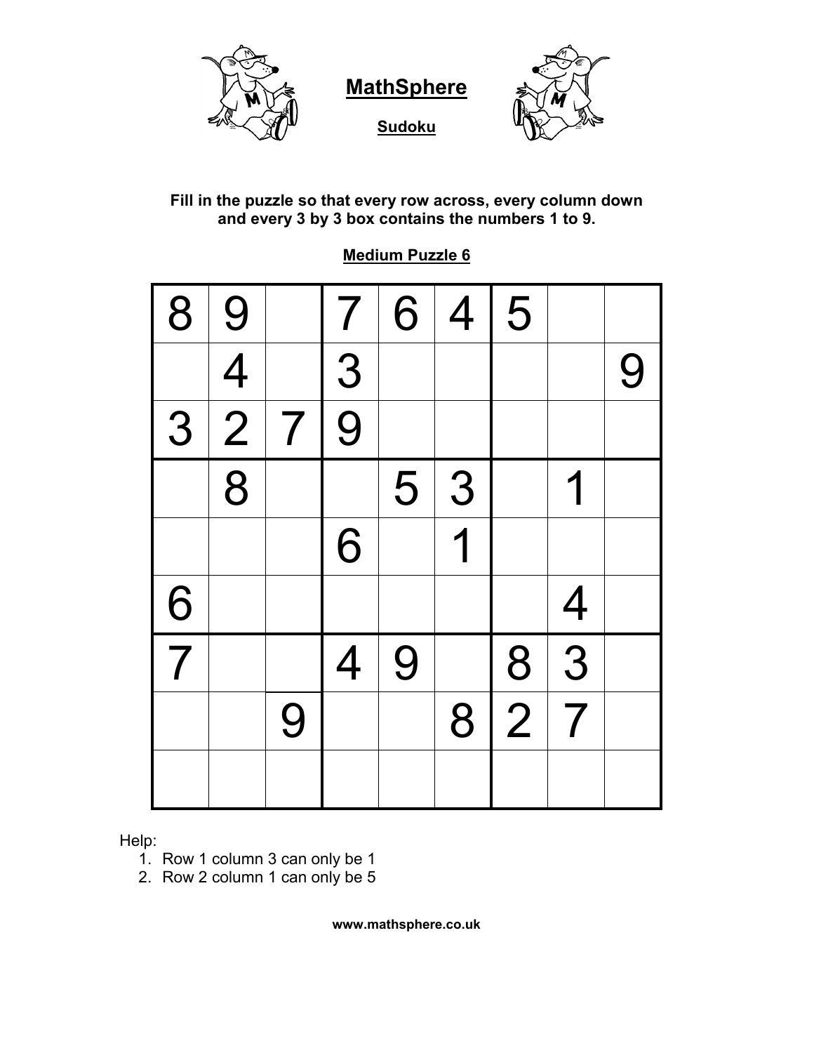## MathSphere

**Sudoku**

**Fill in the puzzle so that every row across, every column down and every 3 by 3 box contains the numbers 1 to 9.**

**Medium Puzzle 6**

| | | | | | | | | |
|---|---|---|---|---|---|---|---|---|
| 8 | 9 | | 7 | 6 | 4 | 5 | | |
| | 4 | | 3 | | | | | 9 |
| 3 | 2 | 7 | 9 | | | | | |
| | 8 | | | 5 | 3 | | 1 | |
| | | | 6 | | 1 | | | |
| 6 | | | | | | | 4 | |
| 7 | | | 4 | 9 | | 8 | 3 | |
| | | 9 | | | 8 | 2 | 7 | |
| | | | | | | | | |

Help:

1. Row 1 column 3 can only be 1
2. Row 2 column 1 can only be 5

**www.mathsphere.co.uk**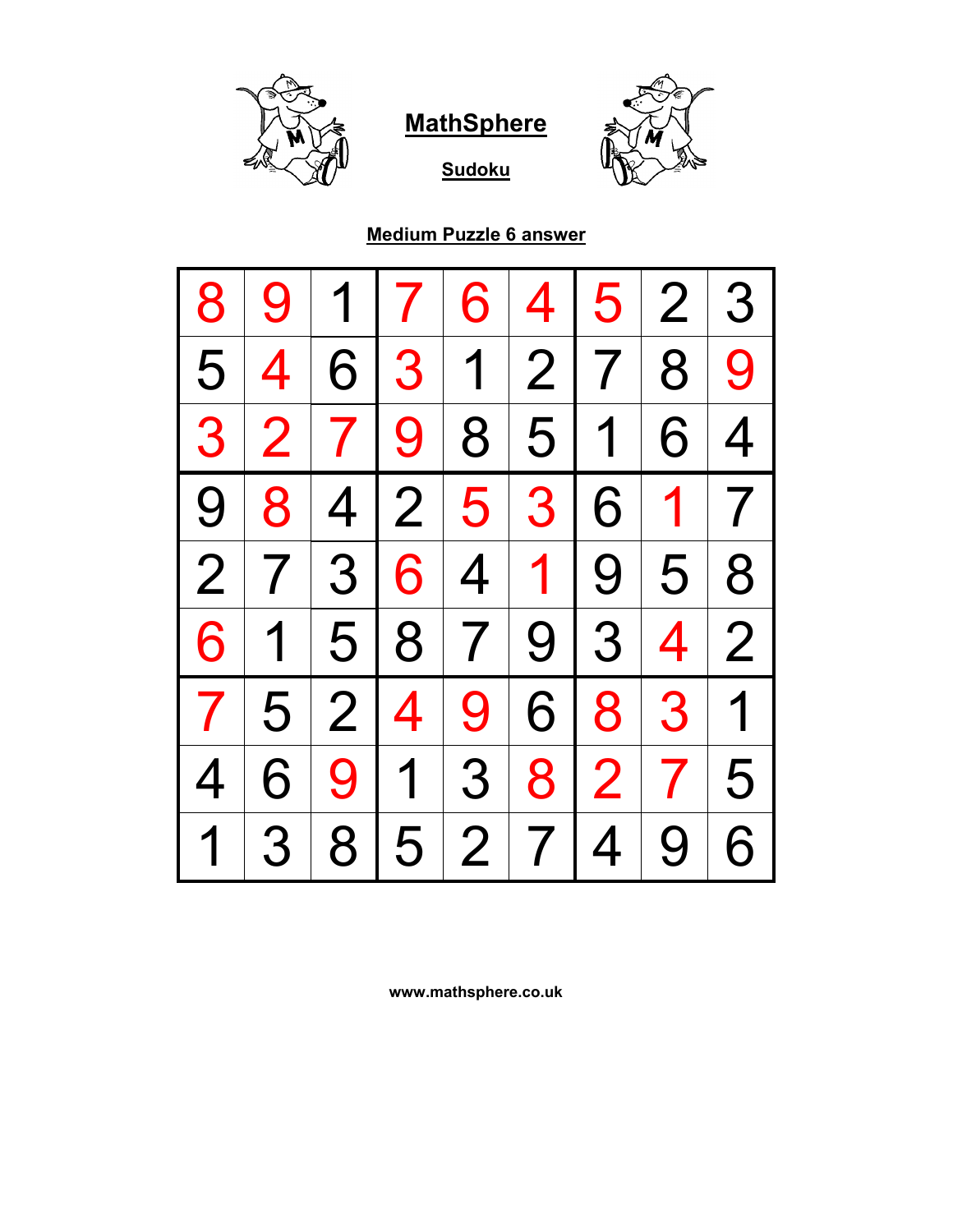# MathSphere

## Sudoku

### Medium Puzzle 6 answer

| | | | | | | | | |
|---|---|---|---|---|---|---|---|---|
| 8 | 9 | 1 | 7 | 6 | 4 | 5 | 2 | 3 |
| 5 | 4 | 6 | 3 | 1 | 2 | 7 | 8 | 9 |
| 3 | 2 | 7 | 9 | 8 | 5 | 1 | 6 | 4 |
| 9 | 8 | 4 | 2 | 5 | 3 | 6 | 1 | 7 |
| 2 | 7 | 3 | 6 | 4 | 1 | 9 | 5 | 8 |
| 6 | 1 | 5 | 8 | 7 | 9 | 3 | 4 | 2 |
| 7 | 5 | 2 | 4 | 9 | 6 | 8 | 3 | 1 |
| 4 | 6 | 9 | 1 | 3 | 8 | 2 | 7 | 5 |
| 1 | 3 | 8 | 5 | 2 | 7 | 4 | 9 | 6 |

www.mathsphere.co.uk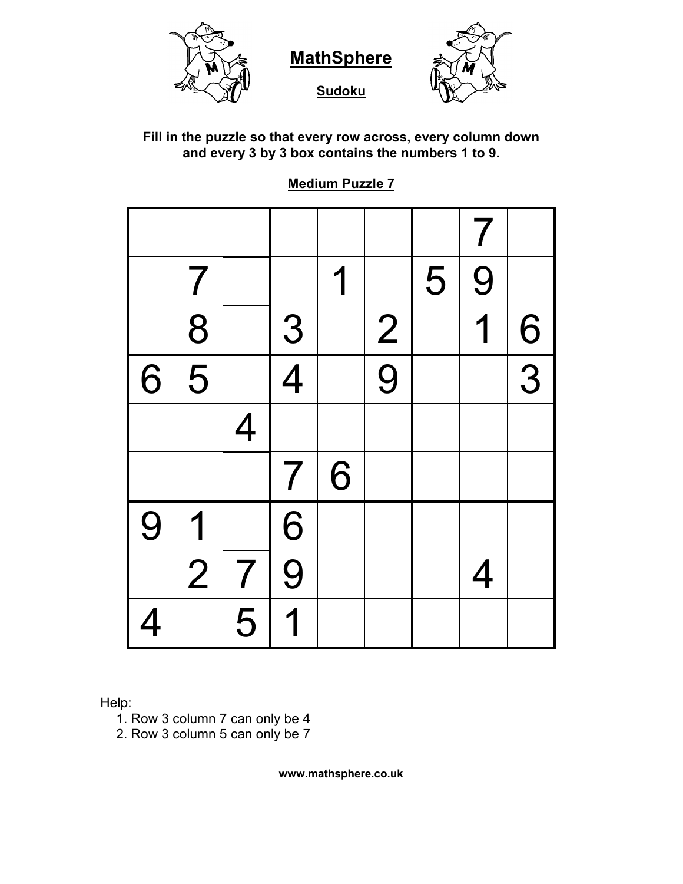## MathSphere

**Sudoku**

**Fill in the puzzle so that every row across, every column down and every 3 by 3 box contains the numbers 1 to 9.**

**Medium Puzzle 7**

| | | | | | | | | |
|---|---|---|---|---|---|---|---|---|
| | | | | | | | 7 | |
| | 7 | | | 1 | | 5 | 9 | |
| | 8 | | 3 | | 2 | | 1 | 6 |
| 6 | 5 | | 4 | | 9 | | | 3 |
| | | 4 | | | | | | |
| | | | 7 | 6 | | | | |
| 9 | 1 | | 6 | | | | | |
| | 2 | 7 | 9 | | | | 4 | |
| 4 | | 5 | 1 | | | | | |

Help:

1. Row 3 column 7 can only be 4
2. Row 3 column 5 can only be 7

**www.mathsphere.co.uk**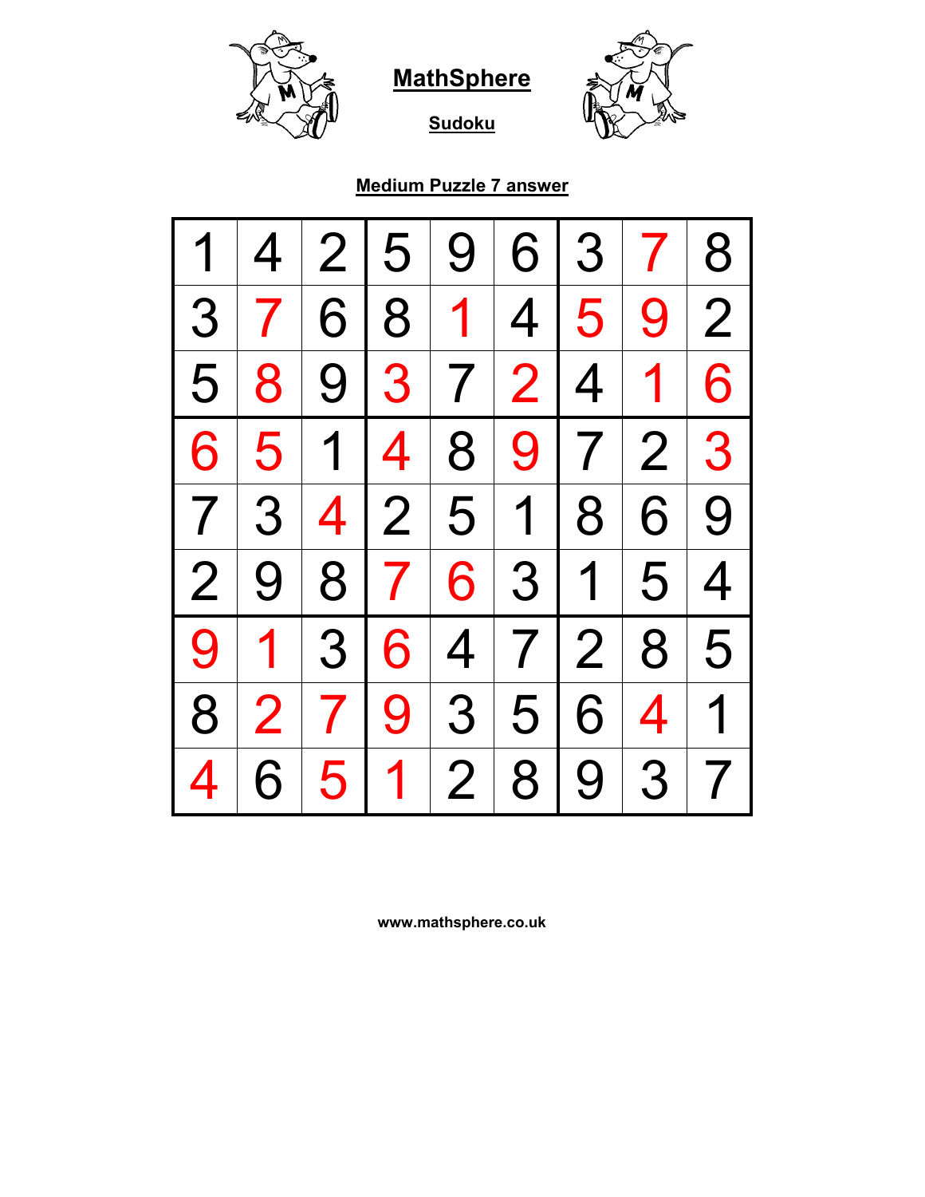# MathSphere

## Sudoku

### Medium Puzzle 7 answer

| | | | | | | | | |
|---|---|---|---|---|---|---|---|---|
| 1 | 4 | 2 | 5 | 9 | 6 | 3 | 7 | 8 |
| 3 | 7 | 6 | 8 | 1 | 4 | 5 | 9 | 2 |
| 5 | 8 | 9 | 3 | 7 | 2 | 4 | 1 | 6 |
| 6 | 5 | 1 | 4 | 8 | 9 | 7 | 2 | 3 |
| 7 | 3 | 4 | 2 | 5 | 1 | 8 | 6 | 9 |
| 2 | 9 | 8 | 7 | 6 | 3 | 1 | 5 | 4 |
| 9 | 1 | 3 | 6 | 4 | 7 | 2 | 8 | 5 |
| 8 | 2 | 7 | 9 | 3 | 5 | 6 | 4 | 1 |
| 4 | 6 | 5 | 1 | 2 | 8 | 9 | 3 | 7 |

www.mathsphere.co.uk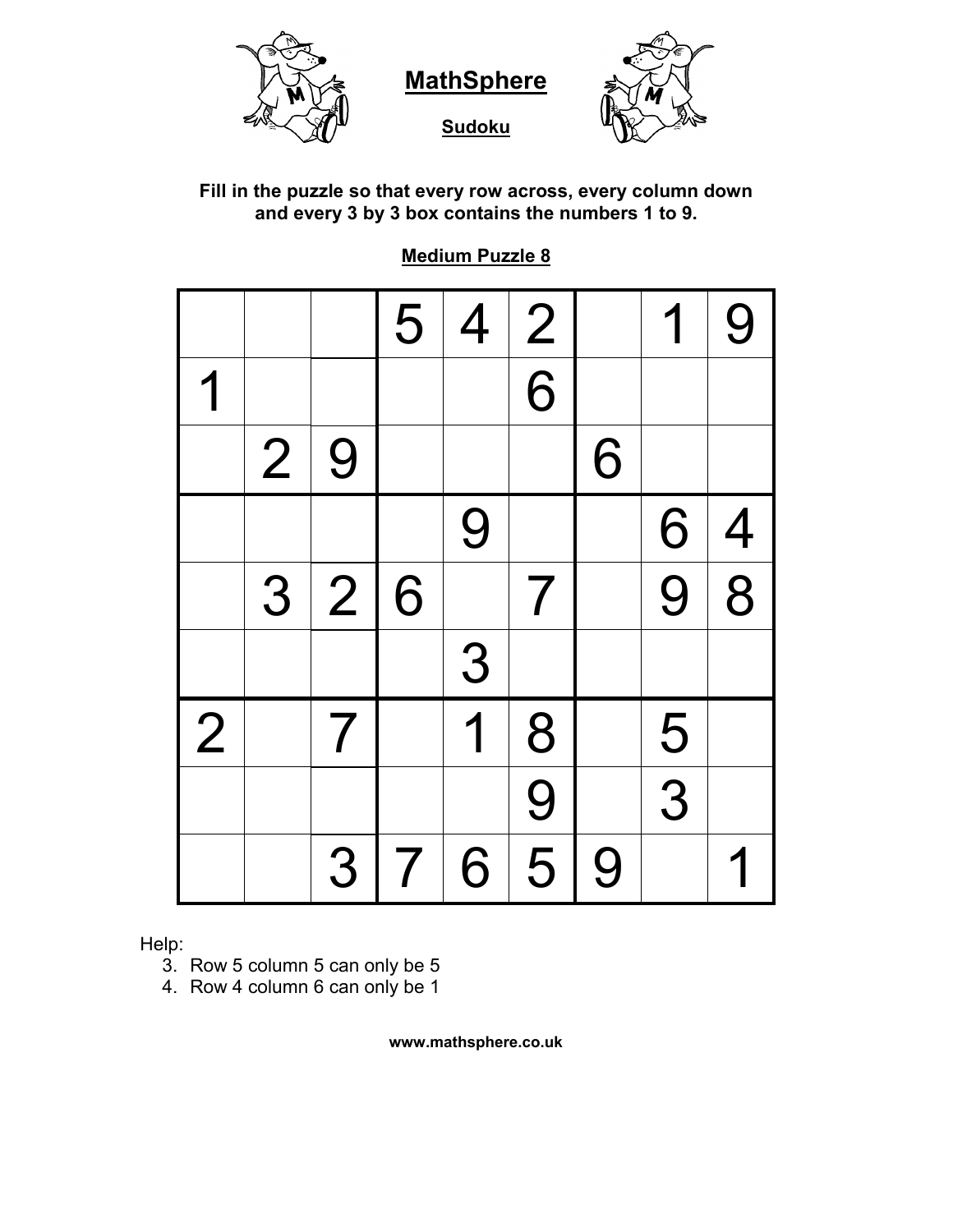# MathSphere

**Sudoku**

**Fill in the puzzle so that every row across, every column down and every 3 by 3 box contains the numbers 1 to 9.**

**Medium Puzzle 8**

| | | | | | | | | |
|---|---|---|---|---|---|---|---|---|
| | | | 5 | 4 | 2 | | 1 | 9 |
| 1 | | | | | 6 | | | |
| | 2 | 9 | | | | 6 | | |
| | | | | 9 | | | 6 | 4 |
| | 3 | 2 | 6 | | 7 | | 9 | 8 |
| | | | | 3 | | | | |
| 2 | | 7 | | 1 | 8 | | 5 | |
| | | | | | 9 | | 3 | |
| | | 3 | 7 | 6 | 5 | 9 | | 1 |

Help:

3. Row 5 column 5 can only be 5
4. Row 4 column 6 can only be 1

**www.mathsphere.co.uk**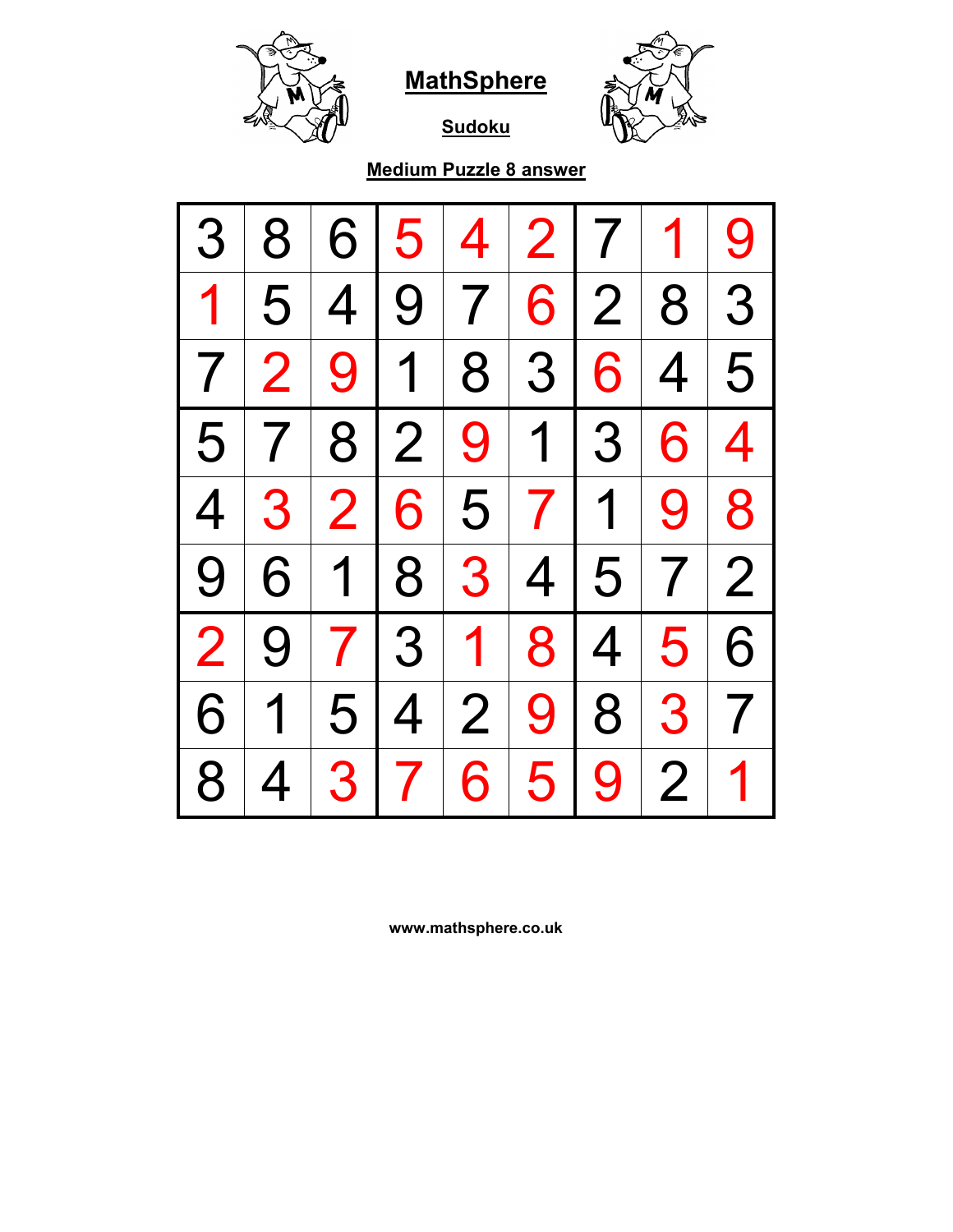# MathSphere

## Sudoku

### Medium Puzzle 8 answer

| | | | | | | | | |
|---|---|---|---|---|---|---|---|---|
| 3 | 8 | 6 | 5 | 4 | 2 | 7 | 1 | 9 |
| 1 | 5 | 4 | 9 | 7 | 6 | 2 | 8 | 3 |
| 7 | 2 | 9 | 1 | 8 | 3 | 6 | 4 | 5 |
| 5 | 7 | 8 | 2 | 9 | 1 | 3 | 6 | 4 |
| 4 | 3 | 2 | 6 | 5 | 7 | 1 | 9 | 8 |
| 9 | 6 | 1 | 8 | 3 | 4 | 5 | 7 | 2 |
| 2 | 9 | 7 | 3 | 1 | 8 | 4 | 5 | 6 |
| 6 | 1 | 5 | 4 | 2 | 9 | 8 | 3 | 7 |
| 8 | 4 | 3 | 7 | 6 | 5 | 9 | 2 | 1 |

www.mathsphere.co.uk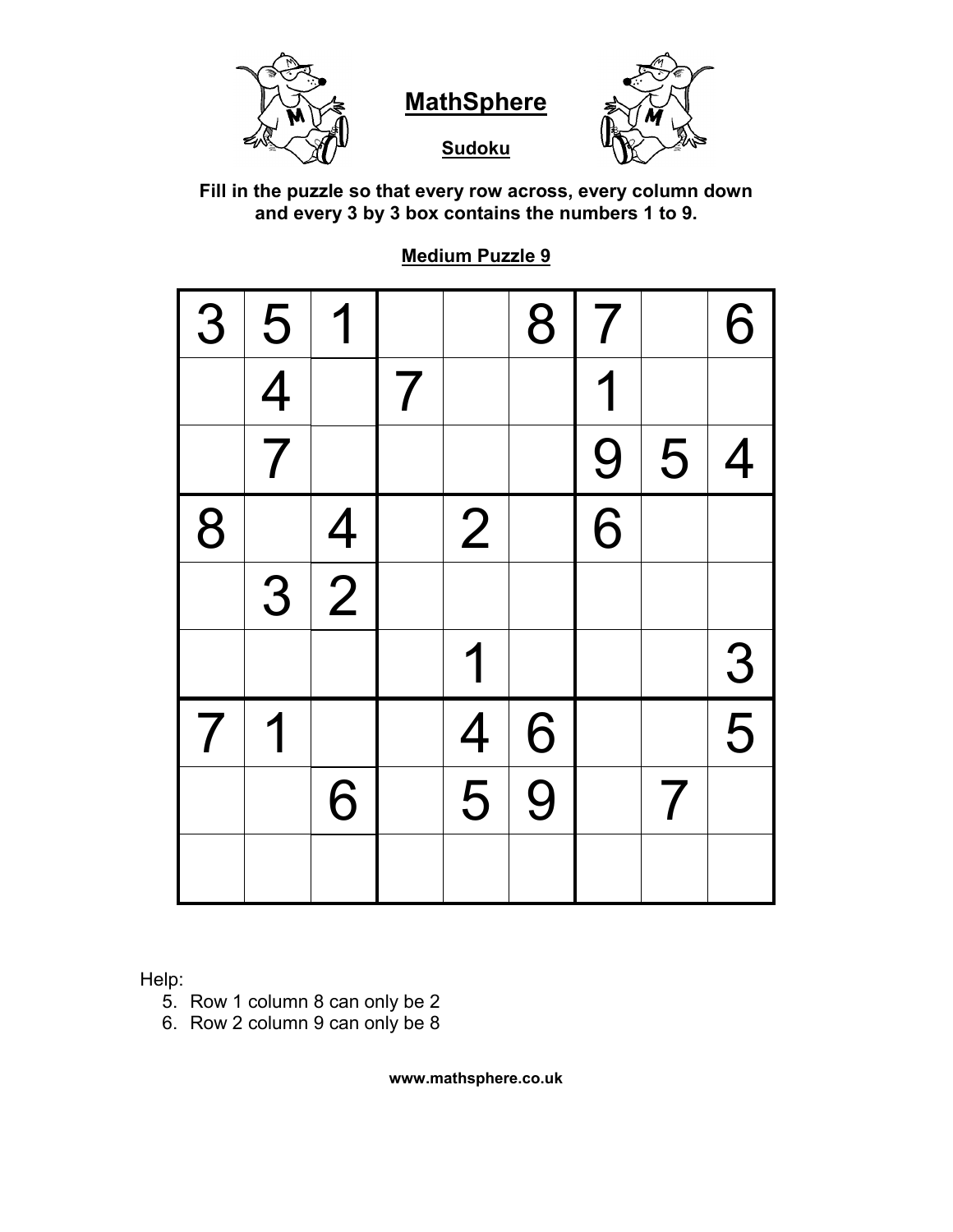# MathSphere

## Sudoku

**Fill in the puzzle so that every row across, every column down and every 3 by 3 box contains the numbers 1 to 9.**

### Medium Puzzle 9

| | | | | | | | | |
|---|---|---|---|---|---|---|---|---|
| 3 | 5 | 1 | | | 8 | 7 | | 6 |
| | 4 | | 7 | | | 1 | | |
| | 7 | | | | | 9 | 5 | 4 |
| 8 | | 4 | | 2 | | 6 | | |
| | 3 | 2 | | | | | | |
| | | | | 1 | | | | 3 |
| 7 | 1 | | | 4 | 6 | | | 5 |
| | | 6 | | 5 | 9 | | 7 | |
| | | | | | | | | |

Help:

5. Row 1 column 8 can only be 2
6. Row 2 column 9 can only be 8

**www.mathsphere.co.uk**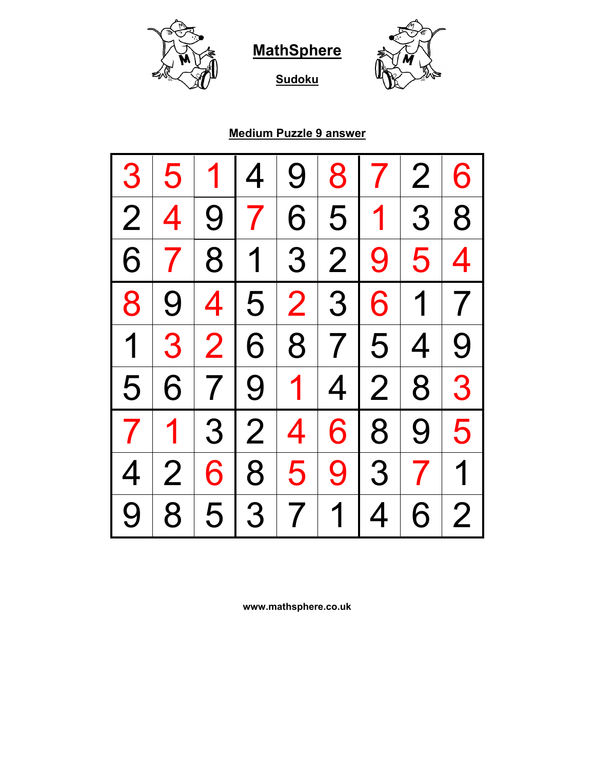# MathSphere

## Sudoku

### Medium Puzzle 9 answer

| | | | | | | | | |
|---|---|---|---|---|---|---|---|---|
| 3 | 5 | 1 | 4 | 9 | 8 | 7 | 2 | 6 |
| 2 | 4 | 9 | 7 | 6 | 5 | 1 | 3 | 8 |
| 6 | 7 | 8 | 1 | 3 | 2 | 9 | 5 | 4 |
| 8 | 9 | 4 | 5 | 2 | 3 | 6 | 1 | 7 |
| 1 | 3 | 2 | 6 | 8 | 7 | 5 | 4 | 9 |
| 5 | 6 | 7 | 9 | 1 | 4 | 2 | 8 | 3 |
| 7 | 1 | 3 | 2 | 4 | 6 | 8 | 9 | 5 |
| 4 | 2 | 6 | 8 | 5 | 9 | 3 | 7 | 1 |
| 9 | 8 | 5 | 3 | 7 | 1 | 4 | 6 | 2 |

www.mathsphere.co.uk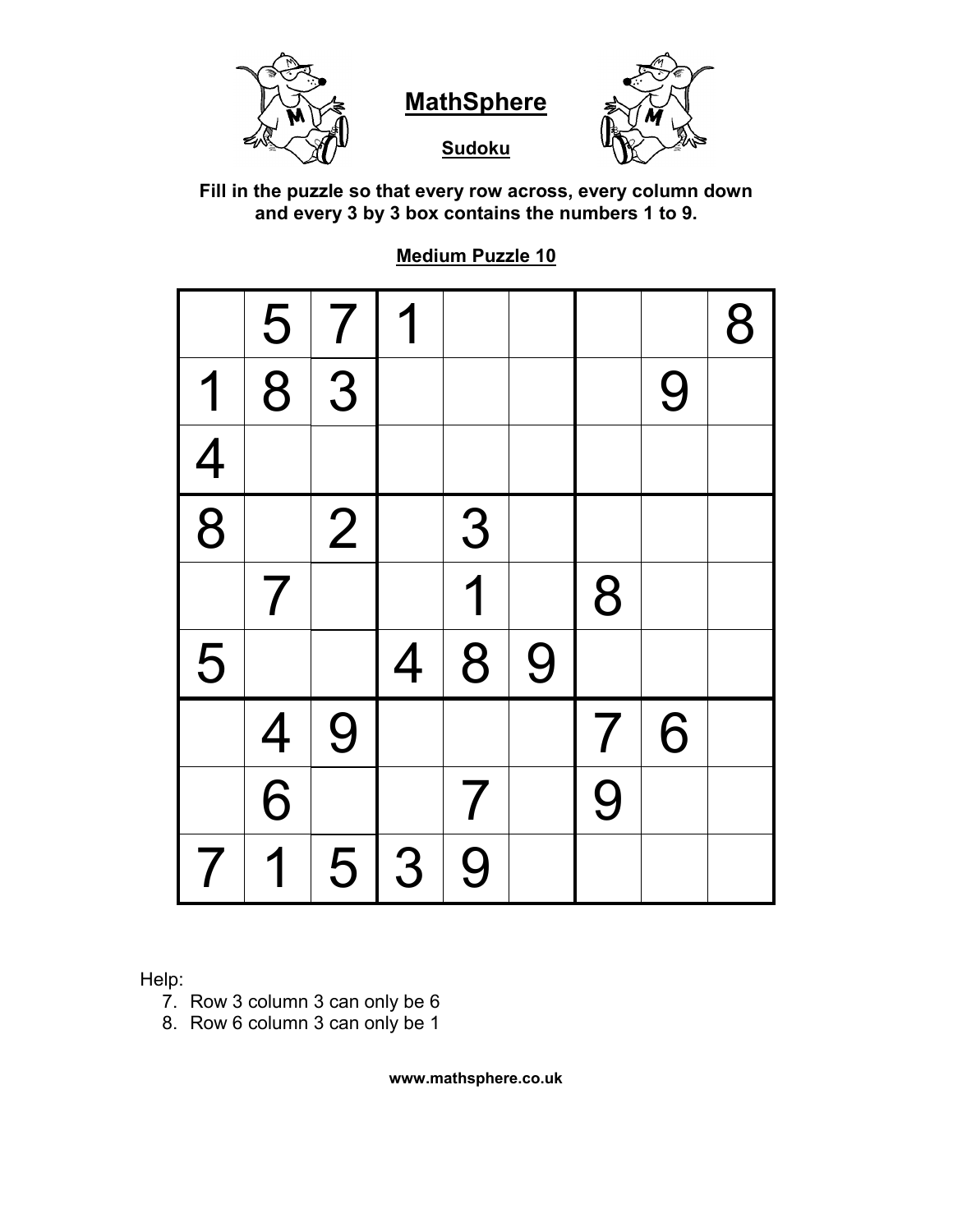# MathSphere

## Sudoku

**Fill in the puzzle so that every row across, every column down and every 3 by 3 box contains the numbers 1 to 9.**

### Medium Puzzle 10

| | | | | | | | | |
|---|---|---|---|---|---|---|---|---|
| | 5 | 7 | 1 | | | | | 8 |
| 1 | 8 | 3 | | | | | 9 | |
| 4 | | | | | | | | |
| 8 | | 2 | | 3 | | | | |
| | 7 | | | 1 | | 8 | | |
| 5 | | | 4 | 8 | 9 | | | |
| | 4 | 9 | | | | 7 | 6 | |
| | 6 | | | 7 | | 9 | | |
| 7 | 1 | 5 | 3 | 9 | | | | |

Help:

7. Row 3 column 3 can only be 6
8. Row 6 column 3 can only be 1

**www.mathsphere.co.uk**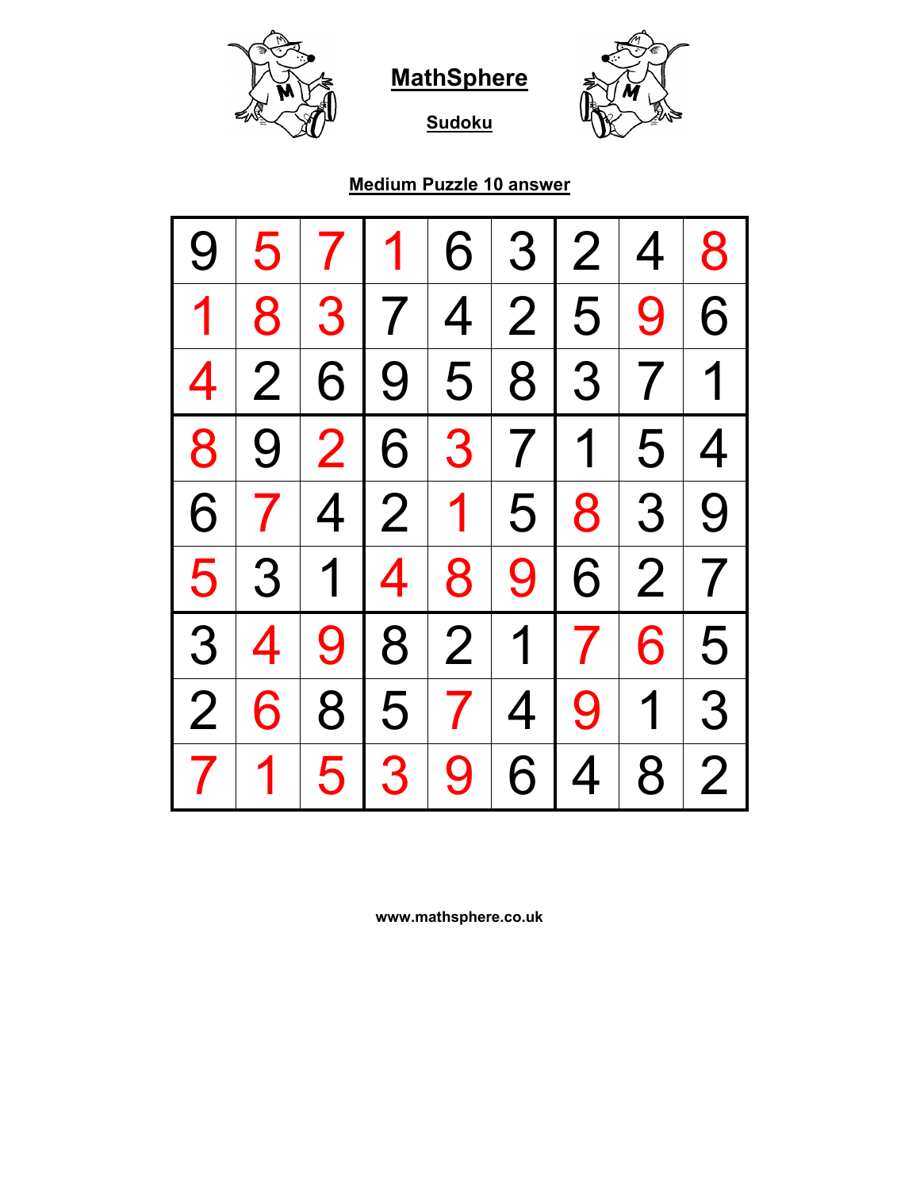# MathSphere

## Sudoku

### Medium Puzzle 10 answer

| | | | | | | | | |
|---|---|---|---|---|---|---|---|---|
| 9 | 5 | 7 | 1 | 6 | 3 | 2 | 4 | 8 |
| 1 | 8 | 3 | 7 | 4 | 2 | 5 | 9 | 6 |
| 4 | 2 | 6 | 9 | 5 | 8 | 3 | 7 | 1 |
| 8 | 9 | 2 | 6 | 3 | 7 | 1 | 5 | 4 |
| 6 | 7 | 4 | 2 | 1 | 5 | 8 | 3 | 9 |
| 5 | 3 | 1 | 4 | 8 | 9 | 6 | 2 | 7 |
| 3 | 4 | 9 | 8 | 2 | 1 | 7 | 6 | 5 |
| 2 | 6 | 8 | 5 | 7 | 4 | 9 | 1 | 3 |
| 7 | 1 | 5 | 3 | 9 | 6 | 4 | 8 | 2 |

www.mathsphere.co.uk